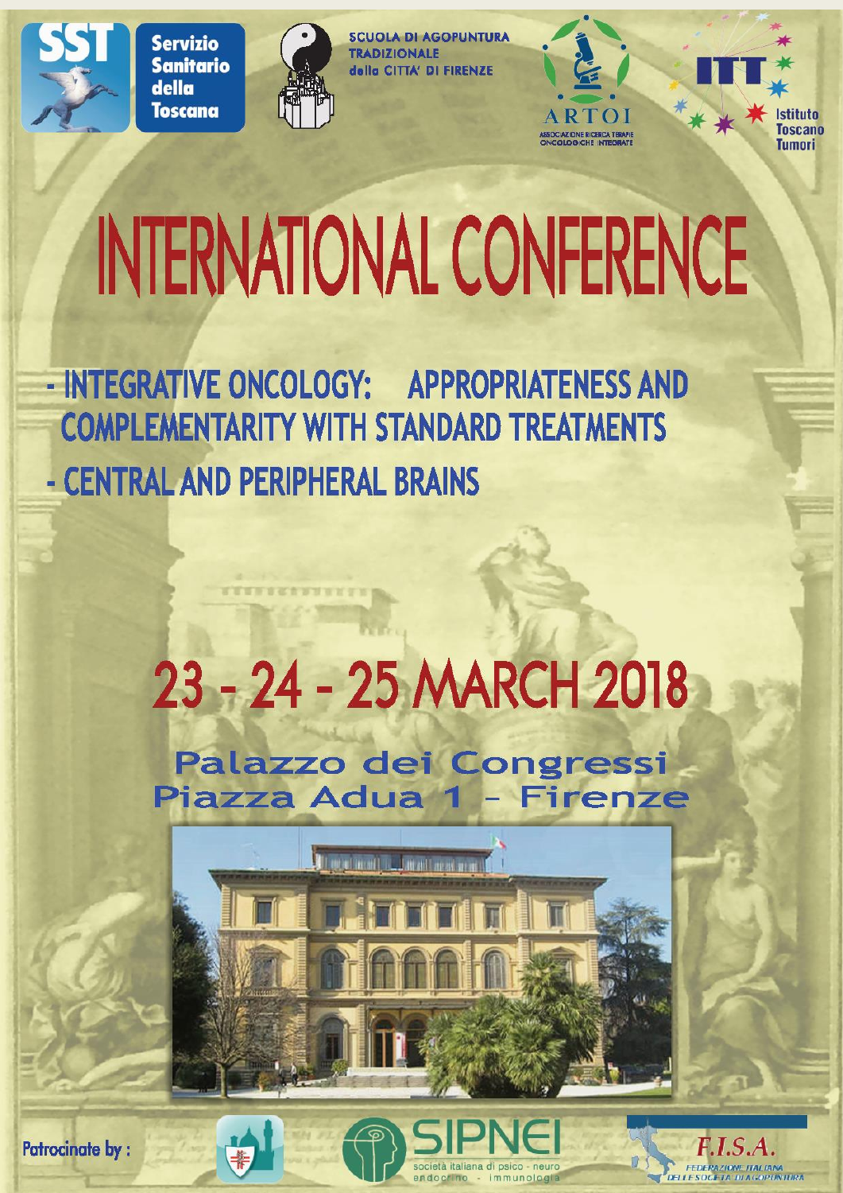SST Servizio Sanitario della Toscana

SCUOLA DI AGOPUNTURA TRADIZIONALE della CITTA' DI FIRENZE

ARTOI ASSOCIAZIONE RICERCA TERAPIE ONCOLOGICHE INTEGRATE

ITT Istituto Toscano Tumori

# INTERNATIONAL CONFERENCE

## - INTEGRATIVE ONCOLOGY: APPROPRIATENESS AND COMPLEMENTARITY WITH STANDARD TREATMENTS

## - CENTRAL AND PERIPHERAL BRAINS

## 23 - 24 - 25 MARCH 2018

**Palazzo dei Congressi**
**Piazza Adua 1 - Firenze**

Patrocinate by :

SIPNEI società italiana di psico - neuro endocrino - immunologia

F.I.S.A. FEDERAZIONE ITALIANA DELLE SOCIETÀ DI AGOPUNTURA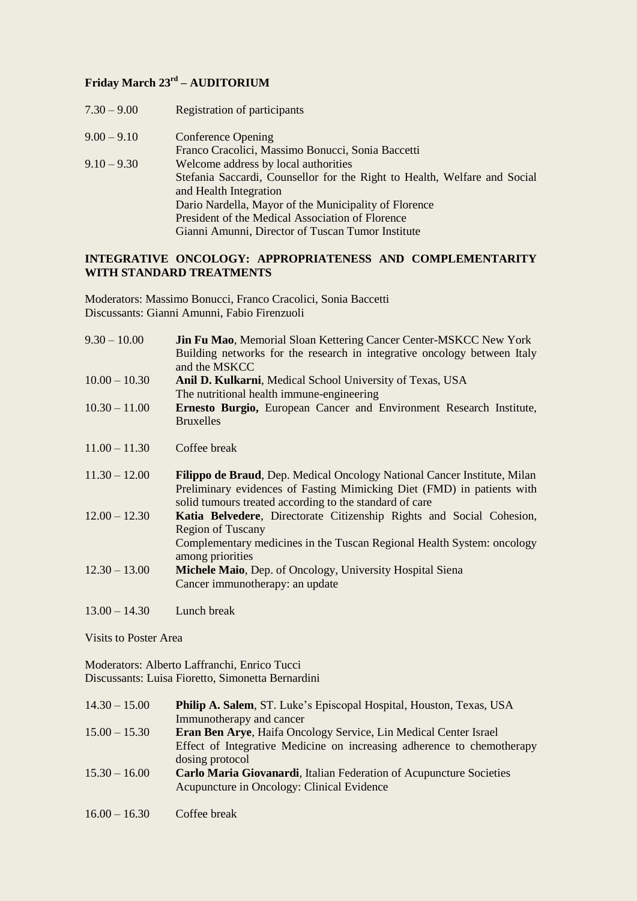**Friday March 23rd – AUDITORIUM**

| | |
|---|---|
| 7.30 – 9.00 | Registration of participants |
| 9.00 – 9.10 | Conference Opening<br>Franco Cracolici, Massimo Bonucci, Sonia Baccetti |
| 9.10 – 9.30 | Welcome address by local authorities<br>Stefania Saccardi, Counsellor for the Right to Health, Welfare and Social and Health Integration<br>Dario Nardella, Mayor of the Municipality of Florence<br>President of the Medical Association of Florence<br>Gianni Amunni, Director of Tuscan Tumor Institute |

**INTEGRATIVE ONCOLOGY: APPROPRIATENESS AND COMPLEMENTARITY WITH STANDARD TREATMENTS**

Moderators: Massimo Bonucci, Franco Cracolici, Sonia Baccetti
Discussants: Gianni Amunni, Fabio Firenzuoli

| | |
|---|---|
| 9.30 – 10.00 | **Jin Fu Mao**, Memorial Sloan Kettering Cancer Center-MSKCC New York<br>Building networks for the research in integrative oncology between Italy and the MSKCC |
| 10.00 – 10.30 | **Anil D. Kulkarni**, Medical School University of Texas, USA<br>The nutritional health immune-engineering |
| 10.30 – 11.00 | **Ernesto Burgio,** European Cancer and Environment Research Institute, Bruxelles |
| 11.00 – 11.30 | Coffee break |
| 11.30 – 12.00 | **Filippo de Braud**, Dep. Medical Oncology National Cancer Institute, Milan<br>Preliminary evidences of Fasting Mimicking Diet (FMD) in patients with solid tumours treated according to the standard of care |
| 12.00 – 12.30 | **Katia Belvedere**, Directorate Citizenship Rights and Social Cohesion, Region of Tuscany<br>Complementary medicines in the Tuscan Regional Health System: oncology among priorities |
| 12.30 – 13.00 | **Michele Maio**, Dep. of Oncology, University Hospital Siena<br>Cancer immunotherapy: an update |
| 13.00 – 14.30 | Lunch break |

Visits to Poster Area

Moderators: Alberto Laffranchi, Enrico Tucci
Discussants: Luisa Fioretto, Simonetta Bernardini

| | |
|---|---|
| 14.30 – 15.00 | **Philip A. Salem**, ST. Luke's Episcopal Hospital, Houston, Texas, USA<br>Immunotherapy and cancer |
| 15.00 – 15.30 | **Eran Ben Arye**, Haifa Oncology Service, Lin Medical Center Israel<br>Effect of Integrative Medicine on increasing adherence to chemotherapy dosing protocol |
| 15.30 – 16.00 | **Carlo Maria Giovanardi**, Italian Federation of Acupuncture Societies<br>Acupuncture in Oncology: Clinical Evidence |
| 16.00 – 16.30 | Coffee break |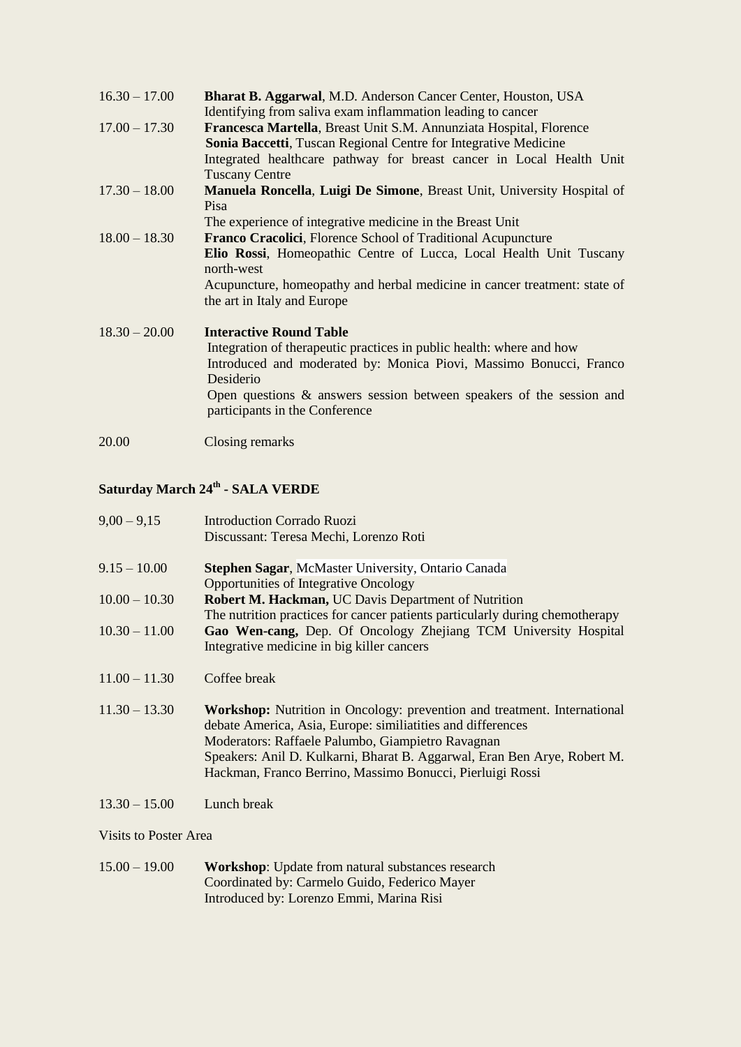16.30 – 17.00 **Bharat B. Aggarwal**, M.D. Anderson Cancer Center, Houston, USA
Identifying from saliva exam inflammation leading to cancer

17.00 – 17.30 **Francesca Martella**, Breast Unit S.M. Annunziata Hospital, Florence
**Sonia Baccetti**, Tuscan Regional Centre for Integrative Medicine
Integrated healthcare pathway for breast cancer in Local Health Unit Tuscany Centre

17.30 – 18.00 **Manuela Roncella**, **Luigi De Simone**, Breast Unit, University Hospital of Pisa
The experience of integrative medicine in the Breast Unit

18.00 – 18.30 **Franco Cracolici**, Florence School of Traditional Acupuncture
**Elio Rossi**, Homeopathic Centre of Lucca, Local Health Unit Tuscany north-west
Acupuncture, homeopathy and herbal medicine in cancer treatment: state of the art in Italy and Europe

18.30 – 20.00 **Interactive Round Table**
Integration of therapeutic practices in public health: where and how
Introduced and moderated by: Monica Piovi, Massimo Bonucci, Franco Desiderio
Open questions & answers session between speakers of the session and participants in the Conference

20.00 Closing remarks

## Saturday March 24th - SALA VERDE

9,00 – 9,15 Introduction Corrado Ruozi
Discussant: Teresa Mechi, Lorenzo Roti

9.15 – 10.00 **Stephen Sagar**, McMaster University, Ontario Canada
Opportunities of Integrative Oncology

10.00 – 10.30 **Robert M. Hackman,** UC Davis Department of Nutrition
The nutrition practices for cancer patients particularly during chemotherapy

10.30 – 11.00 **Gao Wen-cang,** Dep. Of Oncology Zhejiang TCM University Hospital
Integrative medicine in big killer cancers

11.00 – 11.30 Coffee break

11.30 – 13.30 **Workshop:** Nutrition in Oncology: prevention and treatment. International debate America, Asia, Europe: similiatities and differences
Moderators: Raffaele Palumbo, Giampietro Ravagnan
Speakers: Anil D. Kulkarni, Bharat B. Aggarwal, Eran Ben Arye, Robert M. Hackman, Franco Berrino, Massimo Bonucci, Pierluigi Rossi

13.30 – 15.00 Lunch break

Visits to Poster Area

15.00 – 19.00 **Workshop**: Update from natural substances research
Coordinated by: Carmelo Guido, Federico Mayer
Introduced by: Lorenzo Emmi, Marina Risi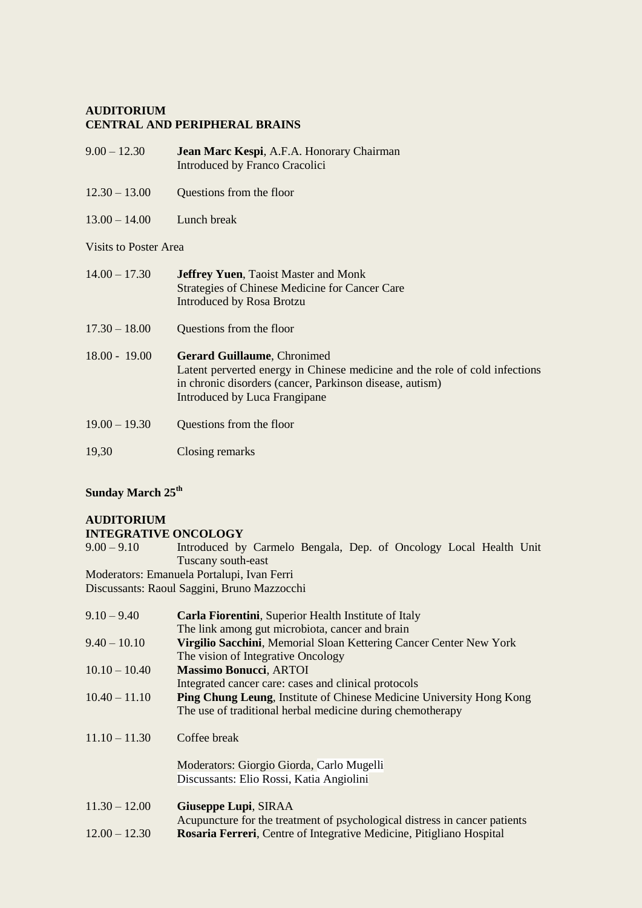**AUDITORIUM**
**CENTRAL AND PERIPHERAL BRAINS**

9.00 – 12.30 **Jean Marc Kespi**, A.F.A. Honorary Chairman
Introduced by Franco Cracolici

12.30 – 13.00 Questions from the floor

13.00 – 14.00 Lunch break

Visits to Poster Area

14.00 – 17.30 **Jeffrey Yuen**, Taoist Master and Monk
Strategies of Chinese Medicine for Cancer Care
Introduced by Rosa Brotzu

17.30 – 18.00 Questions from the floor

18.00 - 19.00 **Gerard Guillaume**, Chronimed
Latent perverted energy in Chinese medicine and the role of cold infections in chronic disorders (cancer, Parkinson disease, autism)
Introduced by Luca Frangipane

19.00 – 19.30 Questions from the floor

19,30 Closing remarks

**Sunday March 25th**

**AUDITORIUM**
**INTEGRATIVE ONCOLOGY**

9.00 – 9.10 Introduced by Carmelo Bengala, Dep. of Oncology Local Health Unit Tuscany south-east

Moderators: Emanuela Portalupi, Ivan Ferri
Discussants: Raoul Saggini, Bruno Mazzocchi

9.10 – 9.40 **Carla Fiorentini**, Superior Health Institute of Italy
The link among gut microbiota, cancer and brain

9.40 – 10.10 **Virgilio Sacchini**, Memorial Sloan Kettering Cancer Center New York
The vision of Integrative Oncology

10.10 – 10.40 **Massimo Bonucci**, ARTOI
Integrated cancer care: cases and clinical protocols

10.40 – 11.10 **Ping Chung Leung**, Institute of Chinese Medicine University Hong Kong
The use of traditional herbal medicine during chemotherapy

11.10 – 11.30 Coffee break

Moderators: Giorgio Giorda, Carlo Mugelli
Discussants: Elio Rossi, Katia Angiolini

11.30 – 12.00 **Giuseppe Lupi**, SIRAA
Acupuncture for the treatment of psychological distress in cancer patients

12.00 – 12.30 **Rosaria Ferreri**, Centre of Integrative Medicine, Pitigliano Hospital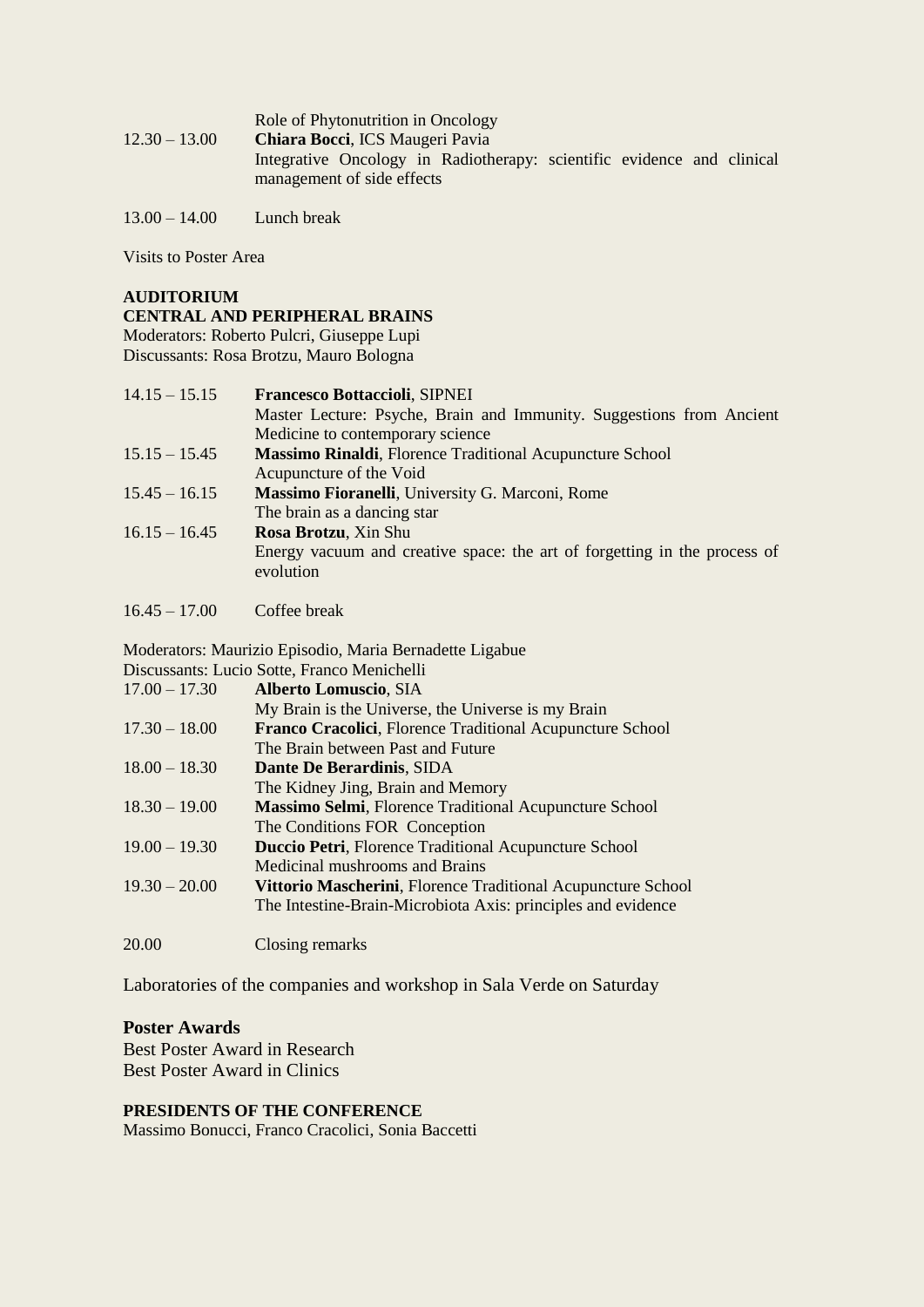| | |
|---|---|
| | Role of Phytonutrition in Oncology |
| 12.30 – 13.00 | **Chiara Bocci**, ICS Maugeri Pavia<br>Integrative Oncology in Radiotherapy: scientific evidence and clinical management of side effects |
| 13.00 – 14.00 | Lunch break |

Visits to Poster Area

**AUDITORIUM**
**CENTRAL AND PERIPHERAL BRAINS**
Moderators: Roberto Pulcri, Giuseppe Lupi
Discussants: Rosa Brotzu, Mauro Bologna

| | |
|---|---|
| 14.15 – 15.15 | **Francesco Bottaccioli**, SIPNEI<br>Master Lecture: Psyche, Brain and Immunity. Suggestions from Ancient Medicine to contemporary science |
| 15.15 – 15.45 | **Massimo Rinaldi**, Florence Traditional Acupuncture School<br>Acupuncture of the Void |
| 15.45 – 16.15 | **Massimo Fioranelli**, University G. Marconi, Rome<br>The brain as a dancing star |
| 16.15 – 16.45 | **Rosa Brotzu**, Xin Shu<br>Energy vacuum and creative space: the art of forgetting in the process of evolution |
| 16.45 – 17.00 | Coffee break |

Moderators: Maurizio Episodio, Maria Bernadette Ligabue
Discussants: Lucio Sotte, Franco Menichelli

| | |
|---|---|
| 17.00 – 17.30 | **Alberto Lomuscio**, SIA<br>My Brain is the Universe, the Universe is my Brain |
| 17.30 – 18.00 | **Franco Cracolici**, Florence Traditional Acupuncture School<br>The Brain between Past and Future |
| 18.00 – 18.30 | **Dante De Berardinis**, SIDA<br>The Kidney Jing, Brain and Memory |
| 18.30 – 19.00 | **Massimo Selmi**, Florence Traditional Acupuncture School<br>The Conditions FOR Conception |
| 19.00 – 19.30 | **Duccio Petri**, Florence Traditional Acupuncture School<br>Medicinal mushrooms and Brains |
| 19.30 – 20.00 | **Vittorio Mascherini**, Florence Traditional Acupuncture School<br>The Intestine-Brain-Microbiota Axis: principles and evidence |
| 20.00 | Closing remarks |

Laboratories of the companies and workshop in Sala Verde on Saturday

**Poster Awards**
Best Poster Award in Research
Best Poster Award in Clinics

**PRESIDENTS OF THE CONFERENCE**
Massimo Bonucci, Franco Cracolici, Sonia Baccetti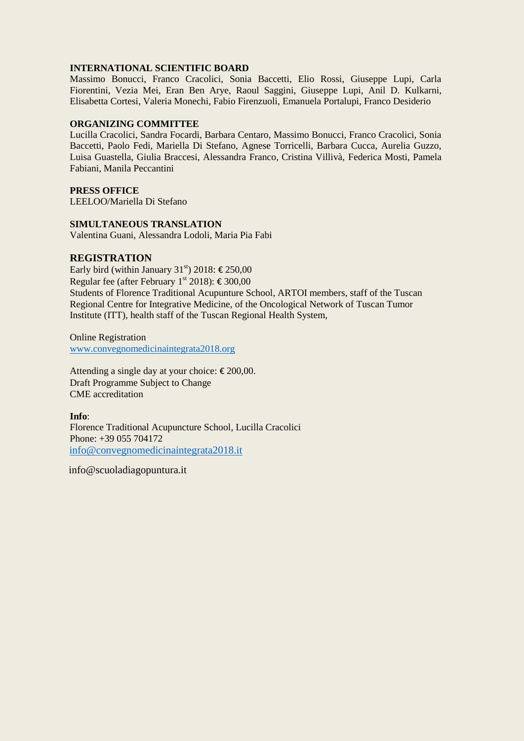**INTERNATIONAL SCIENTIFIC BOARD**

Massimo Bonucci, Franco Cracolici, Sonia Baccetti, Elio Rossi, Giuseppe Lupi, Carla Fiorentini, Vezia Mei, Eran Ben Arye, Raoul Saggini, Giuseppe Lupi, Anil D. Kulkarni, Elisabetta Cortesi, Valeria Monechi, Fabio Firenzuoli, Emanuela Portalupi, Franco Desiderio

**ORGANIZING COMMITTEE**

Lucilla Cracolici, Sandra Focardi, Barbara Centaro, Massimo Bonucci, Franco Cracolici, Sonia Baccetti, Paolo Fedi, Mariella Di Stefano, Agnese Torricelli, Barbara Cucca, Aurelia Guzzo, Luisa Guastella, Giulia Braccesi, Alessandra Franco, Cristina Villivà, Federica Mosti, Pamela Fabiani, Manila Peccantini

**PRESS OFFICE**

LEELOO/Mariella Di Stefano

**SIMULTANEOUS TRANSLATION**

Valentina Guani, Alessandra Lodoli, Maria Pia Fabi

## REGISTRATION

Early bird (within January 31st) 2018: € 250,00
Regular fee (after February 1st 2018): € 300,00
Students of Florence Traditional Acupunture School, ARTOI members, staff of the Tuscan Regional Centre for Integrative Medicine, of the Oncological Network of Tuscan Tumor Institute (ITT), health staff of the Tuscan Regional Health System,

Online Registration
www.convegnomedicinaintegrata2018.org

Attending a single day at your choice: € 200,00.
Draft Programme Subject to Change
CME accreditation

**Info**:
Florence Traditional Acupuncture School, Lucilla Cracolici
Phone: +39 055 704172
info@convegnomedicinaintegrata2018.it

info@scuoladiagopuntura.it